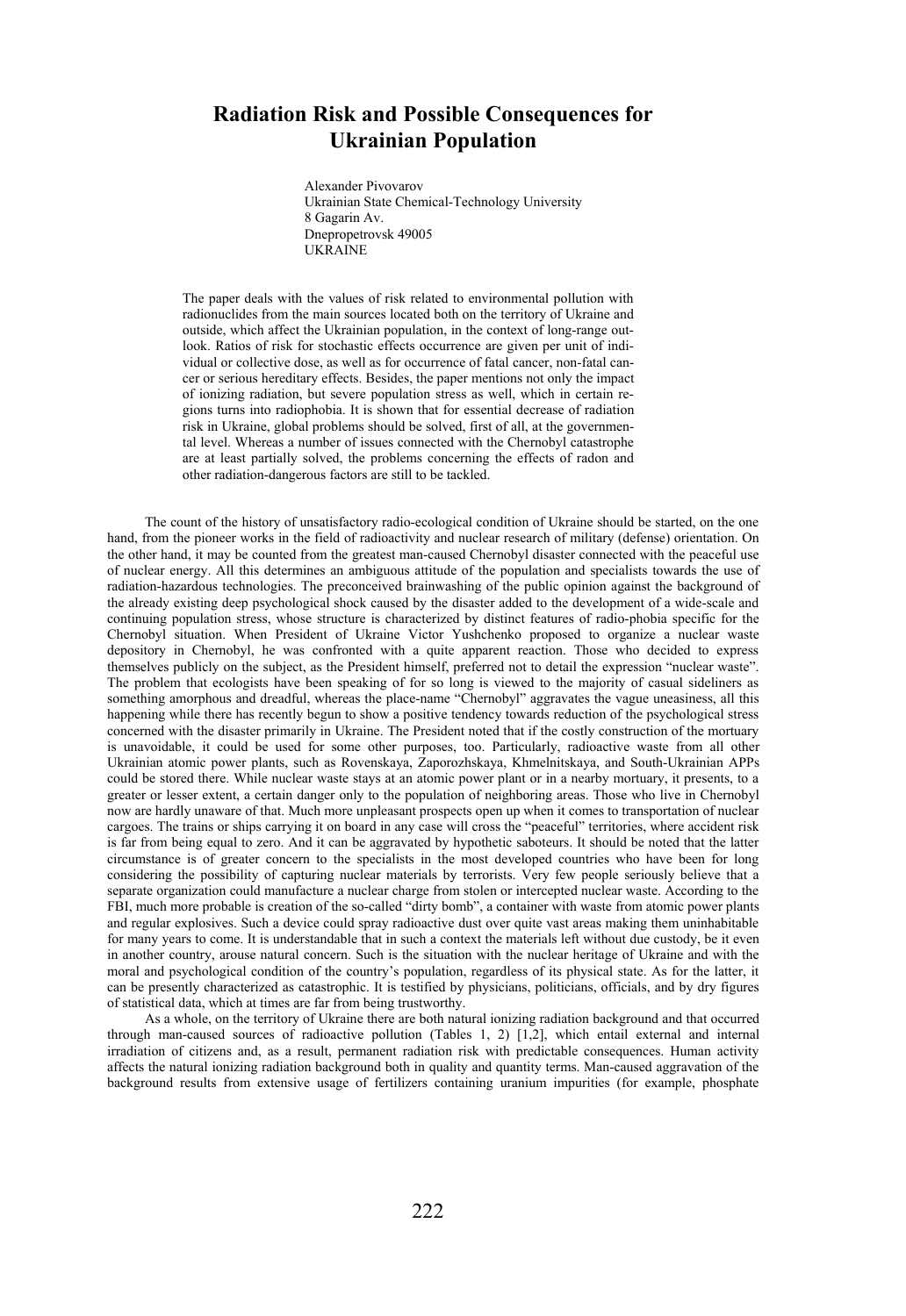# Radiation Risk and Possible Consequences for Ukrainian Population

Alexander Pivovarov
Ukrainian State Chemical-Technology University
8 Gagarin Av.
Dnepropetrovsk 49005
UKRAINE

The paper deals with the values of risk related to environmental pollution with radionuclides from the main sources located both on the territory of Ukraine and outside, which affect the Ukrainian population, in the context of long-range outlook. Ratios of risk for stochastic effects occurrence are given per unit of individual or collective dose, as well as for occurrence of fatal cancer, non-fatal cancer or serious hereditary effects. Besides, the paper mentions not only the impact of ionizing radiation, but severe population stress as well, which in certain regions turns into radiophobia. It is shown that for essential decrease of radiation risk in Ukraine, global problems should be solved, first of all, at the governmental level. Whereas a number of issues connected with the Chernobyl catastrophe are at least partially solved, the problems concerning the effects of radon and other radiation-dangerous factors are still to be tackled.

The count of the history of unsatisfactory radio-ecological condition of Ukraine should be started, on the one hand, from the pioneer works in the field of radioactivity and nuclear research of military (defense) orientation. On the other hand, it may be counted from the greatest man-caused Chernobyl disaster connected with the peaceful use of nuclear energy. All this determines an ambiguous attitude of the population and specialists towards the use of radiation-hazardous technologies. The preconceived brainwashing of the public opinion against the background of the already existing deep psychological shock caused by the disaster added to the development of a wide-scale and continuing population stress, whose structure is characterized by distinct features of radio-phobia specific for the Chernobyl situation. When President of Ukraine Victor Yushchenko proposed to organize a nuclear waste depository in Chernobyl, he was confronted with a quite apparent reaction. Those who decided to express themselves publicly on the subject, as the President himself, preferred not to detail the expression "nuclear waste". The problem that ecologists have been speaking of for so long is viewed to the majority of casual sideliners as something amorphous and dreadful, whereas the place-name "Chernobyl" aggravates the vague uneasiness, all this happening while there has recently begun to show a positive tendency towards reduction of the psychological stress concerned with the disaster primarily in Ukraine. The President noted that if the costly construction of the mortuary is unavoidable, it could be used for some other purposes, too. Particularly, radioactive waste from all other Ukrainian atomic power plants, such as Rovenskaya, Zaporozhskaya, Khmelnitskaya, and South-Ukrainian APPs could be stored there. While nuclear waste stays at an atomic power plant or in a nearby mortuary, it presents, to a greater or lesser extent, a certain danger only to the population of neighboring areas. Those who live in Chernobyl now are hardly unaware of that. Much more unpleasant prospects open up when it comes to transportation of nuclear cargoes. The trains or ships carrying it on board in any case will cross the "peaceful" territories, where accident risk is far from being equal to zero. And it can be aggravated by hypothetic saboteurs. It should be noted that the latter circumstance is of greater concern to the specialists in the most developed countries who have been for long considering the possibility of capturing nuclear materials by terrorists. Very few people seriously believe that a separate organization could manufacture a nuclear charge from stolen or intercepted nuclear waste. According to the FBI, much more probable is creation of the so-called "dirty bomb", a container with waste from atomic power plants and regular explosives. Such a device could spray radioactive dust over quite vast areas making them uninhabitable for many years to come. It is understandable that in such a context the materials left without due custody, be it even in another country, arouse natural concern. Such is the situation with the nuclear heritage of Ukraine and with the moral and psychological condition of the country's population, regardless of its physical state. As for the latter, it can be presently characterized as catastrophic. It is testified by physicians, politicians, officials, and by dry figures of statistical data, which at times are far from being trustworthy.

As a whole, on the territory of Ukraine there are both natural ionizing radiation background and that occurred through man-caused sources of radioactive pollution (Tables 1, 2) [1,2], which entail external and internal irradiation of citizens and, as a result, permanent radiation risk with predictable consequences. Human activity affects the natural ionizing radiation background both in quality and quantity terms. Man-caused aggravation of the background results from extensive usage of fertilizers containing uranium impurities (for example, phosphate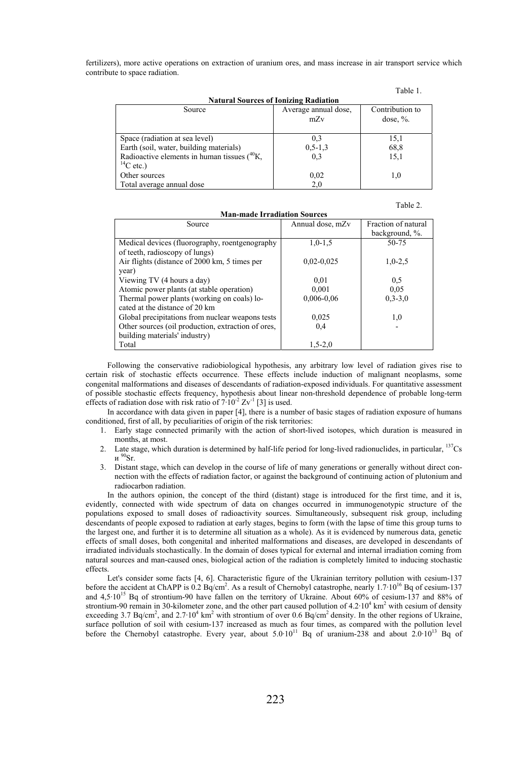fertilizers), more active operations on extraction of uranium ores, and mass increase in air transport service which contribute to space radiation.

Table 1.

**Natural Sources of Ionizing Radiation**

| Source | Average annual dose, mZv | Contribution to dose, %. |
|---|---|---|
| Space (radiation at sea level) | 0,3 | 15,1 |
| Earth (soil, water, building materials) | 0,5-1,3 | 68,8 |
| Radioactive elements in human tissues ($^{40}K$, $^{14}C$ etc.) | 0,3 | 15,1 |
| Other sources | 0,02 | 1,0 |
| Total average annual dose | 2,0 | |

Table 2.

**Man-made Irradiation Sources**

| Source | Annual dose, mZv | Fraction of natural background, %. |
|---|---|---|
| Medical devices (fluorography, roentgenography of teeth, radioscopy of lungs) | 1,0-1,5 | 50-75 |
| Air flights (distance of 2000 km, 5 times per year) | 0,02-0,025 | 1,0-2,5 |
| Viewing TV (4 hours a day) | 0,01 | 0,5 |
| Atomic power plants (at stable operation) | 0,001 | 0,05 |
| Thermal power plants (working on coals) located at the distance of 20 km | 0,006-0,06 | 0,3-3,0 |
| Global precipitations from nuclear weapons tests | 0,025 | 1,0 |
| Other sources (oil production, extraction of ores, building materials' industry) | 0,4 | - |
| Total | 1,5-2,0 | |

Following the conservative radiobiological hypothesis, any arbitrary low level of radiation gives rise to certain risk of stochastic effects occurrence. These effects include induction of malignant neoplasms, some congenital malformations and diseases of descendants of radiation-exposed individuals. For quantitative assessment of possible stochastic effects frequency, hypothesis about linear non-threshold dependence of probable long-term effects of radiation dose with risk ratio of $7 \cdot 10^{-2}$ $Zv^{-1}$ [3] is used.

In accordance with data given in paper [4], there is a number of basic stages of radiation exposure of humans conditioned, first of all, by peculiarities of origin of the risk territories:

1. Early stage connected primarily with the action of short-lived isotopes, which duration is measured in months, at most.
2. Late stage, which duration is determined by half-life period for long-lived radionuclides, in particular, $^{137}Cs$ и $^{90}Sr$.
3. Distant stage, which can develop in the course of life of many generations or generally without direct connection with the effects of radiation factor, or against the background of continuing action of plutonium and radiocarbon radiation.

In the authors opinion, the concept of the third (distant) stage is introduced for the first time, and it is, evidently, connected with wide spectrum of data on changes occurred in immunogenotypic structure of the populations exposed to small doses of radioactivity sources. Simultaneously, subsequent risk group, including descendants of people exposed to radiation at early stages, begins to form (with the lapse of time this group turns to the largest one, and further it is to determine all situation as a whole). As it is evidenced by numerous data, genetic effects of small doses, both congenital and inherited malformations and diseases, are developed in descendants of irradiated individuals stochastically. In the domain of doses typical for external and internal irradiation coming from natural sources and man-caused ones, biological action of the radiation is completely limited to inducing stochastic effects.

Let's consider some facts [4, 6]. Characteristic figure of the Ukrainian territory pollution with cesium-137 before the accident at ChAPP is 0.2 Bq/cm$^2$. As a result of Chernobyl catastrophe, nearly $1.7 \cdot 10^{16}$ Bq of cesium-137 and $4{,}5 \cdot 10^{15}$ Bq of strontium-90 have fallen on the territory of Ukraine. About 60% of cesium-137 and 88% of strontium-90 remain in 30-kilometer zone, and the other part caused pollution of $4.2 \cdot 10^4$ km$^2$ with cesium of density exceeding 3.7 Bq/cm$^2$, and $2.7 \cdot 10^4$ km$^2$ with strontium of over 0.6 Bq/cm$^2$ density. In the other regions of Ukraine, surface pollution of soil with cesium-137 increased as much as four times, as compared with the pollution level before the Chernobyl catastrophe. Every year, about $5.0 \cdot 10^{11}$ Bq of uranium-238 and about $2.0 \cdot 10^{13}$ Bq of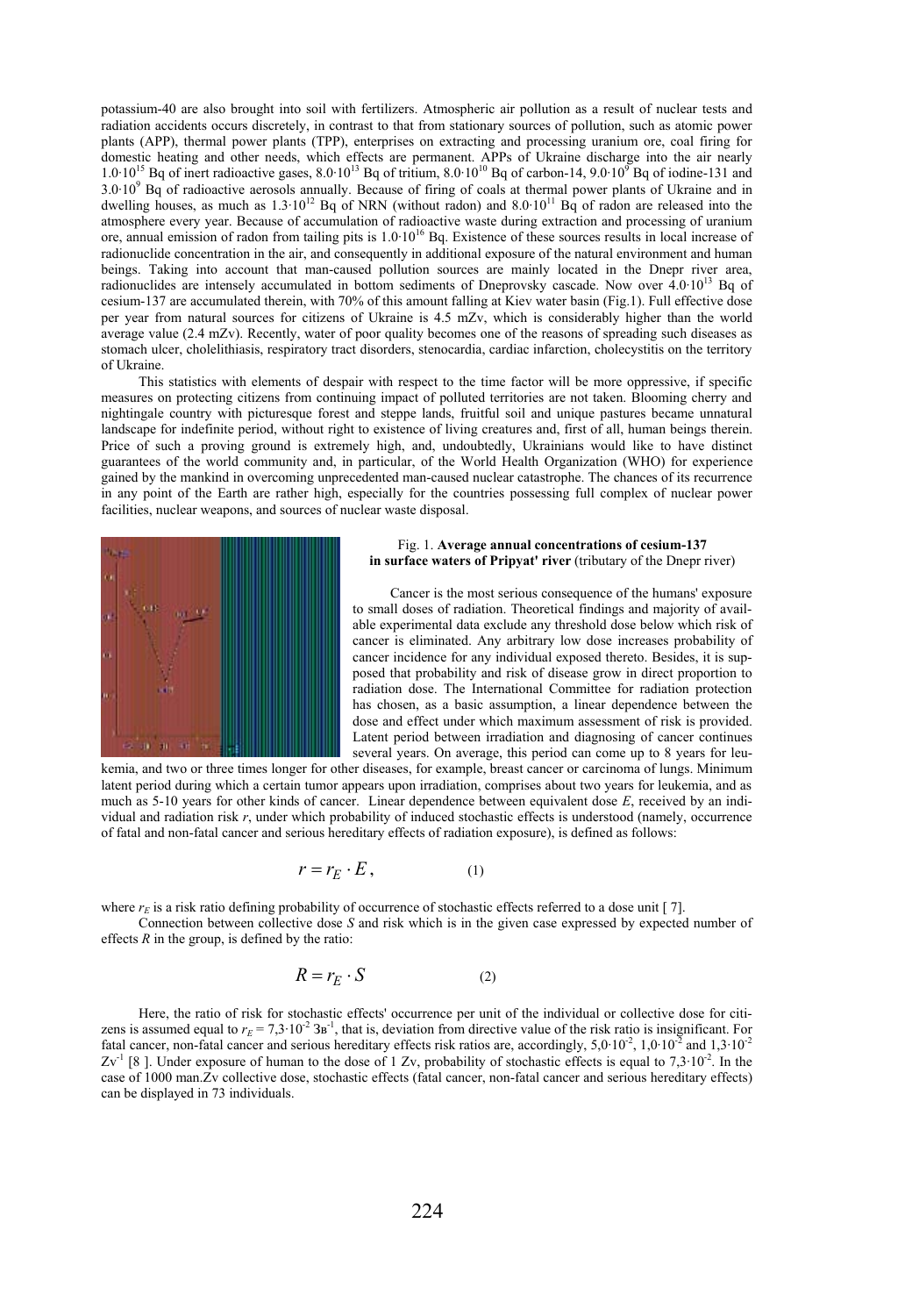potassium-40 are also brought into soil with fertilizers. Atmospheric air pollution as a result of nuclear tests and radiation accidents occurs discretely, in contrast to that from stationary sources of pollution, such as atomic power plants (APP), thermal power plants (TPP), enterprises on extracting and processing uranium ore, coal firing for domestic heating and other needs, which effects are permanent. APPs of Ukraine discharge into the air nearly $1.0 \cdot 10^{15}$ Bq of inert radioactive gases, $8.0 \cdot 10^{13}$ Bq of tritium, $8.0 \cdot 10^{10}$ Bq of carbon-14, $9.0 \cdot 10^{9}$ Bq of iodine-131 and $3.0 \cdot 10^{9}$ Bq of radioactive aerosols annually. Because of firing of coals at thermal power plants of Ukraine and in dwelling houses, as much as $1.3 \cdot 10^{12}$ Bq of NRN (without radon) and $8.0 \cdot 10^{11}$ Bq of radon are released into the atmosphere every year. Because of accumulation of radioactive waste during extraction and processing of uranium ore, annual emission of radon from tailing pits is $1.0 \cdot 10^{16}$ Bq. Existence of these sources results in local increase of radionuclide concentration in the air, and consequently in additional exposure of the natural environment and human beings. Taking into account that man-caused pollution sources are mainly located in the Dnepr river area, radionuclides are intensely accumulated in bottom sediments of Dneprovsky cascade. Now over $4.0 \cdot 10^{13}$ Bq of cesium-137 are accumulated therein, with 70% of this amount falling at Kiev water basin (Fig.1). Full effective dose per year from natural sources for citizens of Ukraine is 4.5 mZv, which is considerably higher than the world average value (2.4 mZv). Recently, water of poor quality becomes one of the reasons of spreading such diseases as stomach ulcer, cholelithiasis, respiratory tract disorders, stenocardia, cardiac infarction, cholecystitis on the territory of Ukraine.

This statistics with elements of despair with respect to the time factor will be more oppressive, if specific measures on protecting citizens from continuing impact of polluted territories are not taken. Blooming cherry and nightingale country with picturesque forest and steppe lands, fruitful soil and unique pastures became unnatural landscape for indefinite period, without right to existence of living creatures and, first of all, human beings therein. Price of such a proving ground is extremely high, and, undoubtedly, Ukrainians would like to have distinct guarantees of the world community and, in particular, of the World Health Organization (WHO) for experience gained by the mankind in overcoming unprecedented man-caused nuclear catastrophe. The chances of its recurrence in any point of the Earth are rather high, especially for the countries possessing full complex of nuclear power facilities, nuclear weapons, and sources of nuclear waste disposal.

Fig. 1. **Average annual concentrations of cesium-137 in surface waters of Pripyat' river** (tributary of the Dnepr river)

Cancer is the most serious consequence of the humans' exposure to small doses of radiation. Theoretical findings and majority of available experimental data exclude any threshold dose below which risk of cancer is eliminated. Any arbitrary low dose increases probability of cancer incidence for any individual exposed thereto. Besides, it is supposed that probability and risk of disease grow in direct proportion to radiation dose. The International Committee for radiation protection has chosen, as a basic assumption, a linear dependence between the dose and effect under which maximum assessment of risk is provided. Latent period between irradiation and diagnosing of cancer continues several years. On average, this period can come up to 8 years for leukemia, and two or three times longer for other diseases, for example, breast cancer or carcinoma of lungs. Minimum latent period during which a certain tumor appears upon irradiation, comprises about two years for leukemia, and as much as 5-10 years for other kinds of cancer. Linear dependence between equivalent dose $E$, received by an individual and radiation risk $r$, under which probability of induced stochastic effects is understood (namely, occurrence of fatal and non-fatal cancer and serious hereditary effects of radiation exposure), is defined as follows:

$$r = r_E \cdot E, \qquad (1)$$

where $r_E$ is a risk ratio defining probability of occurrence of stochastic effects referred to a dose unit [ 7].

Connection between collective dose $S$ and risk which is in the given case expressed by expected number of effects $R$ in the group, is defined by the ratio:

$$R = r_E \cdot S \qquad (2)$$

Here, the ratio of risk for stochastic effects' occurrence per unit of the individual or collective dose for citizens is assumed equal to $r_E = 7{,}3 \cdot 10^{-2}$ Зв$^{-1}$, that is, deviation from directive value of the risk ratio is insignificant. For fatal cancer, non-fatal cancer and serious hereditary effects risk ratios are, accordingly, $5{,}0 \cdot 10^{-2}$, $1{,}0 \cdot 10^{-2}$ and $1{,}3 \cdot 10^{-2}$ Zv$^{-1}$ [8 ]. Under exposure of human to the dose of 1 Zv, probability of stochastic effects is equal to $7{,}3 \cdot 10^{-2}$. In the case of 1000 man.Zv collective dose, stochastic effects (fatal cancer, non-fatal cancer and serious hereditary effects) can be displayed in 73 individuals.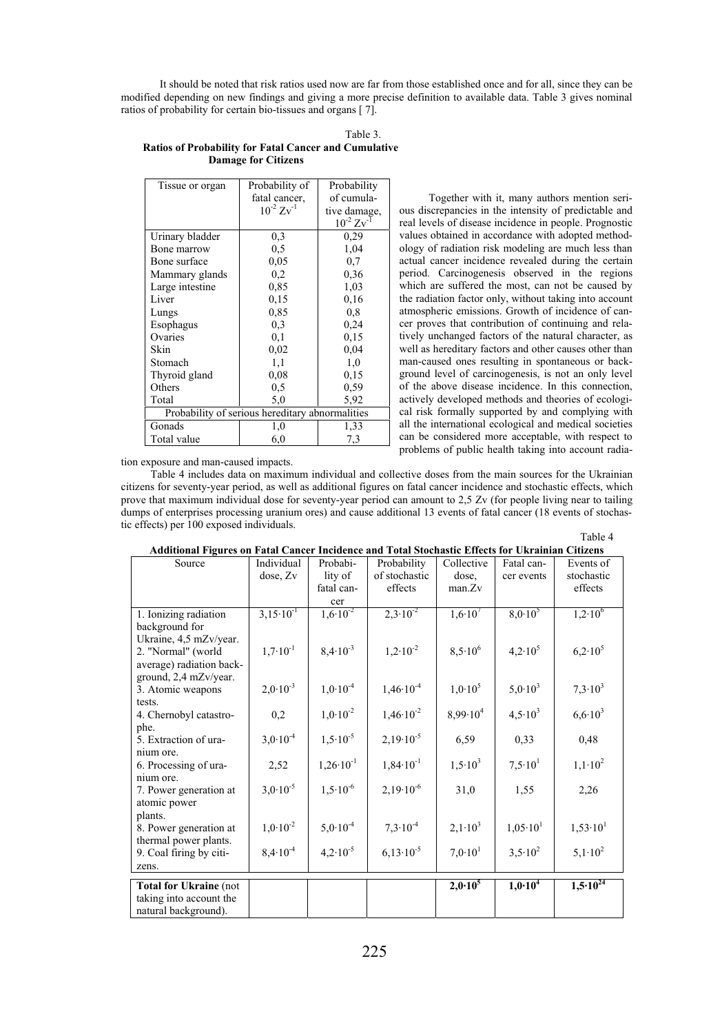It should be noted that risk ratios used now are far from those established once and for all, since they can be modified depending on new findings and giving a more precise definition to available data. Table 3 gives nominal ratios of probability for certain bio-tissues and organs [ 7].

Table 3.
**Ratios of Probability for Fatal Cancer and Cumulative Damage for Citizens**

| Tissue or organ | Probability of fatal cancer, $10^{-2}$ Zv$^{-1}$ | Probability of cumulative damage, $10^{-2}$ Zv$^{-1}$ |
|---|---|---|
| Urinary bladder | 0,3 | 0,29 |
| Bone marrow | 0,5 | 1,04 |
| Bone surface | 0,05 | 0,7 |
| Mammary glands | 0,2 | 0,36 |
| Large intestine | 0,85 | 1,03 |
| Liver | 0,15 | 0,16 |
| Lungs | 0,85 | 0,8 |
| Esophagus | 0,3 | 0,24 |
| Ovaries | 0,1 | 0,15 |
| Skin | 0,02 | 0,04 |
| Stomach | 1,1 | 1,0 |
| Thyroid gland | 0,08 | 0,15 |
| Others | 0,5 | 0,59 |
| Total | 5,0 | 5,92 |
| Probability of serious hereditary abnormalities | | |
| Gonads | 1,0 | 1,33 |
| Total value | 6,0 | 7,3 |

Together with it, many authors mention serious discrepancies in the intensity of predictable and real levels of disease incidence in people. Prognostic values obtained in accordance with adopted methodology of radiation risk modeling are much less than actual cancer incidence revealed during the certain period. Carcinogenesis observed in the regions which are suffered the most, can not be caused by the radiation factor only, without taking into account atmospheric emissions. Growth of incidence of cancer proves that contribution of continuing and relatively unchanged factors of the natural character, as well as hereditary factors and other causes other than man-caused ones resulting in spontaneous or background level of carcinogenesis, is not an only level of the above disease incidence. In this connection, actively developed methods and theories of ecological risk formally supported by and complying with all the international ecological and medical societies can be considered more acceptable, with respect to problems of public health taking into account radiation exposure and man-caused impacts.

Table 4 includes data on maximum individual and collective doses from the main sources for the Ukrainian citizens for seventy-year period, as well as additional figures on fatal cancer incidence and stochastic effects, which prove that maximum individual dose for seventy-year period can amount to 2,5 Zv (for people living near to tailing dumps of enterprises processing uranium ores) and cause additional 13 events of fatal cancer (18 events of stochastic effects) per 100 exposed individuals.

Table 4
**Additional Figures on Fatal Cancer Incidence and Total Stochastic Effects for Ukrainian Citizens**

| Source | Individual dose, Zv | Probability of fatal cancer | Probability of stochastic effects | Collective dose, man.Zv | Fatal cancer events | Events of stochastic effects |
|---|---|---|---|---|---|---|
| 1. Ionizing radiation background for Ukraine, 4,5 mZv/year. | $3{,}15\cdot10^{-1}$ | $1{,}6\cdot10^{-2}$ | $2{,}3\cdot10^{-2}$ | $1{,}6\cdot10^{7}$ | $8{,}0\cdot10^{5}$ | $1{,}2\cdot10^{6}$ |
| 2. "Normal" (world average) radiation background, 2,4 mZv/year. | $1{,}7\cdot10^{-1}$ | $8{,}4\cdot10^{-3}$ | $1{,}2\cdot10^{-2}$ | $8{,}5\cdot10^{6}$ | $4{,}2\cdot10^{5}$ | $6{,}2\cdot10^{5}$ |
| 3. Atomic weapons tests. | $2{,}0\cdot10^{-3}$ | $1{,}0\cdot10^{-4}$ | $1{,}46\cdot10^{-4}$ | $1{,}0\cdot10^{5}$ | $5{,}0\cdot10^{3}$ | $7{,}3\cdot10^{3}$ |
| 4. Chernobyl catastrophe. | 0,2 | $1{,}0\cdot10^{-2}$ | $1{,}46\cdot10^{-2}$ | $8{,}99\cdot10^{4}$ | $4{,}5\cdot10^{3}$ | $6{,}6\cdot10^{3}$ |
| 5. Extraction of uranium ore. | $3{,}0\cdot10^{-4}$ | $1{,}5\cdot10^{-5}$ | $2{,}19\cdot10^{-5}$ | 6,59 | 0,33 | 0,48 |
| 6. Processing of uranium ore. | 2,52 | $1{,}26\cdot10^{-1}$ | $1{,}84\cdot10^{-1}$ | $1{,}5\cdot10^{3}$ | $7{,}5\cdot10^{1}$ | $1{,}1\cdot10^{2}$ |
| 7. Power generation at atomic power plants. | $3{,}0\cdot10^{-5}$ | $1{,}5\cdot10^{-6}$ | $2{,}19\cdot10^{-6}$ | 31,0 | 1,55 | 2,26 |
| 8. Power generation at thermal power plants. | $1{,}0\cdot10^{-2}$ | $5{,}0\cdot10^{-4}$ | $7{,}3\cdot10^{-4}$ | $2{,}1\cdot10^{3}$ | $1{,}05\cdot10^{1}$ | $1{,}53\cdot10^{1}$ |
| 9. Coal firing by citizens. | $8{,}4\cdot10^{-4}$ | $4{,}2\cdot10^{-5}$ | $6{,}13\cdot10^{-5}$ | $7{,}0\cdot10^{1}$ | $3{,}5\cdot10^{2}$ | $5{,}1\cdot10^{2}$ |
| **Total for Ukraine** (not taking into account the natural background). | | | | $\mathbf{2{,}0\cdot10^{5}}$ | $\mathbf{1{,}0\cdot10^{4}}$ | $\mathbf{1{,}5\cdot10^{24}}$ |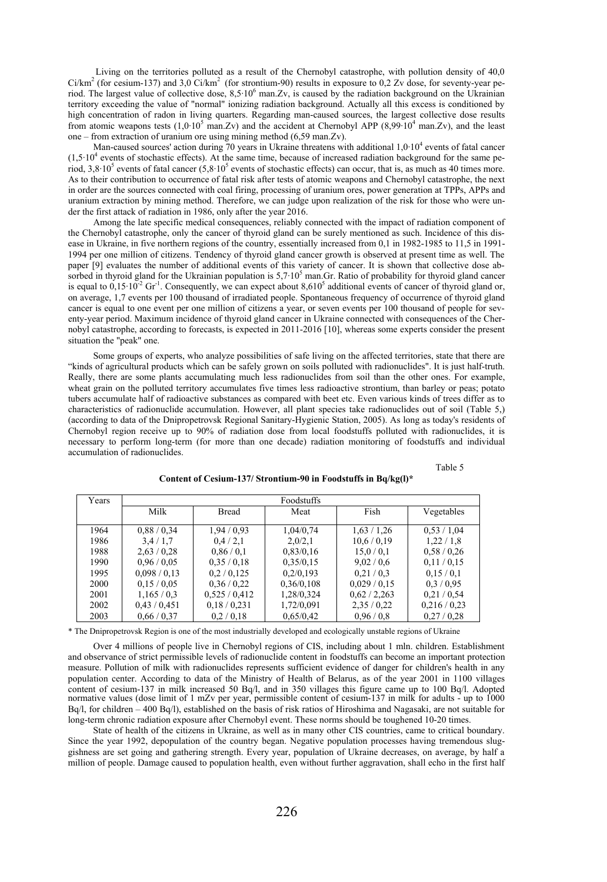Living on the territories polluted as a result of the Chernobyl catastrophe, with pollution density of 40,0 $Ci/km^2$ (for cesium-137) and 3,0 $Ci/km^2$ (for strontium-90) results in exposure to 0,2 Zv dose, for seventy-year period. The largest value of collective dose, $8{,}5{\cdot}10^6$ man.Zv, is caused by the radiation background on the Ukrainian territory exceeding the value of "normal" ionizing radiation background. Actually all this excess is conditioned by high concentration of radon in living quarters. Regarding man-caused sources, the largest collective dose results from atomic weapons tests ($1{,}0{\cdot}10^5$ man.Zv) and the accident at Chernobyl APP ($8{,}99{\cdot}10^4$ man.Zv), and the least one – from extraction of uranium ore using mining method (6,59 man.Zv).

Man-caused sources' action during 70 years in Ukraine threatens with additional $1{,}0{\cdot}10^4$ events of fatal cancer ($1{,}5{\cdot}10^4$ events of stochastic effects). At the same time, because of increased radiation background for the same period, $3{,}8{\cdot}10^5$ events of fatal cancer ($5{,}8{\cdot}10^5$ events of stochastic effects) can occur, that is, as much as 40 times more. As to their contribution to occurrence of fatal risk after tests of atomic weapons and Chernobyl catastrophe, the next in order are the sources connected with coal firing, processing of uranium ores, power generation at TPPs, APPs and uranium extraction by mining method. Therefore, we can judge upon realization of the risk for those who were under the first attack of radiation in 1986, only after the year 2016.

Among the late specific medical consequences, reliably connected with the impact of radiation component of the Chernobyl catastrophe, only the cancer of thyroid gland can be surely mentioned as such. Incidence of this disease in Ukraine, in five northern regions of the country, essentially increased from 0,1 in 1982-1985 to 11,5 in 1991-1994 per one million of citizens. Tendency of thyroid gland cancer growth is observed at present time as well. The paper [9] evaluates the number of additional events of this variety of cancer. It is shown that collective dose absorbed in thyroid gland for the Ukrainian population is $5{,}7{\cdot}10^5$ man.Gr. Ratio of probability for thyroid gland cancer is equal to $0{,}15{\cdot}10^{-2}$ $Gr^{-1}$. Consequently, we can expect about $8{,}61 0^5$ additional events of cancer of thyroid gland or, on average, 1,7 events per 100 thousand of irradiated people. Spontaneous frequency of occurrence of thyroid gland cancer is equal to one event per one million of citizens a year, or seven events per 100 thousand of people for seventy-year period. Maximum incidence of thyroid gland cancer in Ukraine connected with consequences of the Chernobyl catastrophe, according to forecasts, is expected in 2011-2016 [10], whereas some experts consider the present situation the "peak" one.

Some groups of experts, who analyze possibilities of safe living on the affected territories, state that there are "kinds of agricultural products which can be safely grown on soils polluted with radionuclides". It is just half-truth. Really, there are some plants accumulating much less radionuclides from soil than the other ones. For example, wheat grain on the polluted territory accumulates five times less radioactive strontium, than barley or peas; potato tubers accumulate half of radioactive substances as compared with beet etc. Even various kinds of trees differ as to characteristics of radionuclide accumulation. However, all plant species take radionuclides out of soil (Table 5,) (according to data of the Dnipropetrovsk Regional Sanitary-Hygienic Station, 2005). As long as today's residents of Chernobyl region receive up to 90% of radiation dose from local foodstuffs polluted with radionuclides, it is necessary to perform long-term (for more than one decade) radiation monitoring of foodstuffs and individual accumulation of radionuclides.

Table 5

**Content of Cesium-137/ Strontium-90 in Foodstuffs in Bq/kg(l)***

| Years | Foodstuffs | | | | |
|---|---|---|---|---|---|
| | Milk | Bread | Meat | Fish | Vegetables |
| 1964 | 0,88 / 0,34 | 1,94 / 0,93 | 1,04/0,74 | 1,63 / 1,26 | 0,53 / 1,04 |
| 1986 | 3,4 / 1,7 | 0,4 / 2,1 | 2,0/2,1 | 10,6 / 0,19 | 1,22 / 1,8 |
| 1988 | 2,63 / 0,28 | 0,86 / 0,1 | 0,83/0,16 | 15,0 / 0,1 | 0,58 / 0,26 |
| 1990 | 0,96 / 0,05 | 0,35 / 0,18 | 0,35/0,15 | 9,02 / 0,6 | 0,11 / 0,15 |
| 1995 | 0,098 / 0,13 | 0,2 / 0,125 | 0,2/0,193 | 0,21 / 0,3 | 0,15 / 0,1 |
| 2000 | 0,15 / 0,05 | 0,36 / 0,22 | 0,36/0,108 | 0,029 / 0,15 | 0,3 / 0,95 |
| 2001 | 1,165 / 0,3 | 0,525 / 0,412 | 1,28/0,324 | 0,62 / 2,263 | 0,21 / 0,54 |
| 2002 | 0,43 / 0,451 | 0,18 / 0,231 | 1,72/0,091 | 2,35 / 0,22 | 0,216 / 0,23 |
| 2003 | 0,66 / 0,37 | 0,2 / 0,18 | 0,65/0,42 | 0,96 / 0,8 | 0,27 / 0,28 |

\* The Dnipropetrovsk Region is one of the most industrially developed and ecologically unstable regions of Ukraine

Over 4 millions of people live in Chernobyl regions of CIS, including about 1 mln. children. Establishment and observance of strict permissible levels of radionuclide content in foodstuffs can become an important protection measure. Pollution of milk with radionuclides represents sufficient evidence of danger for children's health in any population center. According to data of the Ministry of Health of Belarus, as of the year 2001 in 1100 villages content of cesium-137 in milk increased 50 Bq/l, and in 350 villages this figure came up to 100 Bq/l. Adopted normative values (dose limit of 1 mZv per year, permissible content of cesium-137 in milk for adults - up to 1000 Bq/l, for children – 400 Bq/l), established on the basis of risk ratios of Hiroshima and Nagasaki, are not suitable for long-term chronic radiation exposure after Chernobyl event. These norms should be toughened 10-20 times.

State of health of the citizens in Ukraine, as well as in many other CIS countries, came to critical boundary. Since the year 1992, depopulation of the country began. Negative population processes having tremendous sluggishness are set going and gathering strength. Every year, population of Ukraine decreases, on average, by half a million of people. Damage caused to population health, even without further aggravation, shall echo in the first half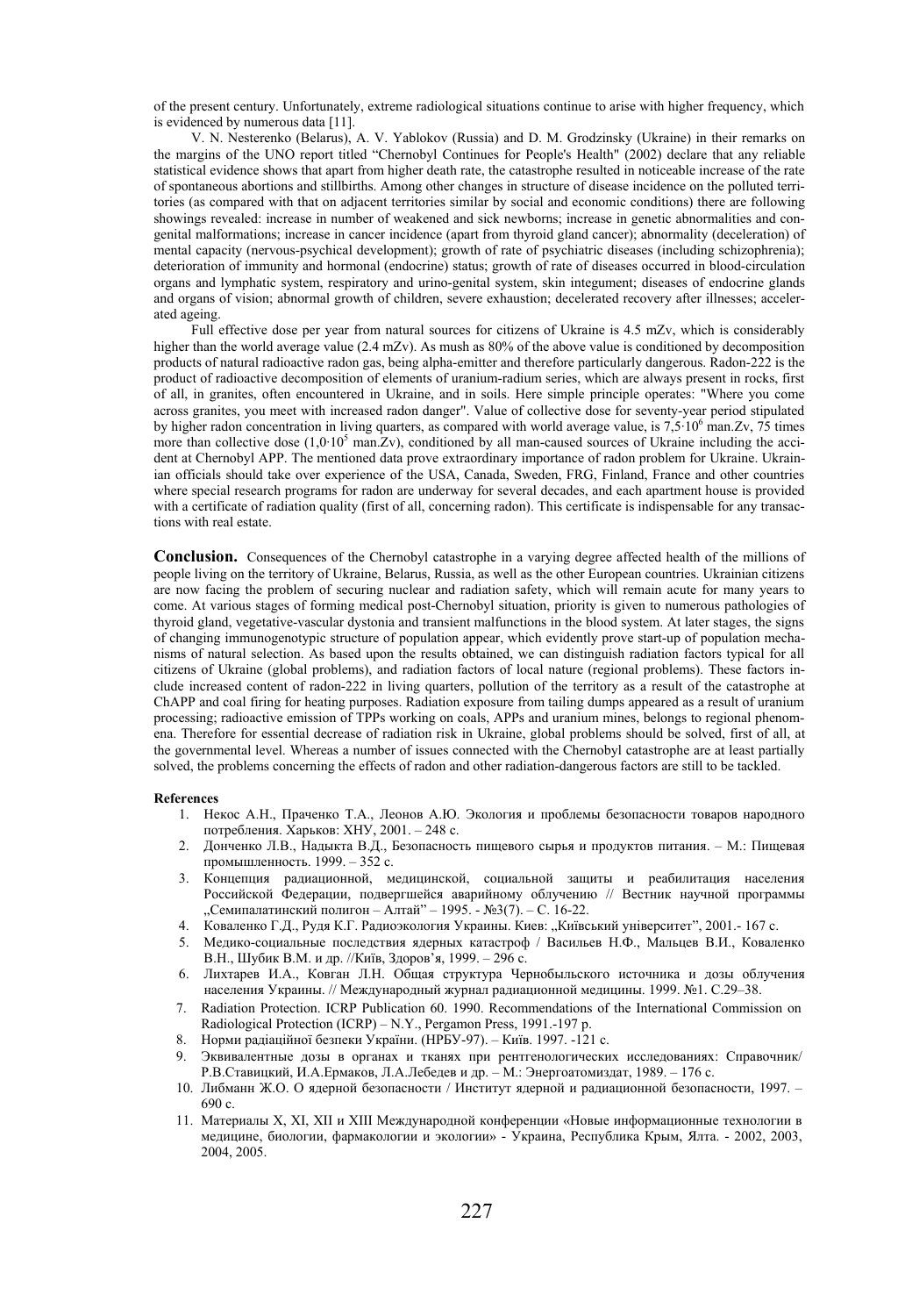of the present century. Unfortunately, extreme radiological situations continue to arise with higher frequency, which is evidenced by numerous data [11].

V. N. Nesterenko (Belarus), A. V. Yablokov (Russia) and D. M. Grodzinsky (Ukraine) in their remarks on the margins of the UNO report titled "Chernobyl Continues for People's Health" (2002) declare that any reliable statistical evidence shows that apart from higher death rate, the catastrophe resulted in noticeable increase of the rate of spontaneous abortions and stillbirths. Among other changes in structure of disease incidence on the polluted territories (as compared with that on adjacent territories similar by social and economic conditions) there are following showings revealed: increase in number of weakened and sick newborns; increase in genetic abnormalities and congenital malformations; increase in cancer incidence (apart from thyroid gland cancer); abnormality (deceleration) of mental capacity (nervous-psychical development); growth of rate of psychiatric diseases (including schizophrenia); deterioration of immunity and hormonal (endocrine) status; growth of rate of diseases occurred in blood-circulation organs and lymphatic system, respiratory and urino-genital system, skin integument; diseases of endocrine glands and organs of vision; abnormal growth of children, severe exhaustion; decelerated recovery after illnesses; accelerated ageing.

Full effective dose per year from natural sources for citizens of Ukraine is 4.5 mZv, which is considerably higher than the world average value (2.4 mZv). As mush as 80% of the above value is conditioned by decomposition products of natural radioactive radon gas, being alpha-emitter and therefore particularly dangerous. Radon-222 is the product of radioactive decomposition of elements of uranium-radium series, which are always present in rocks, first of all, in granites, often encountered in Ukraine, and in soils. Here simple principle operates: "Where you come across granites, you meet with increased radon danger". Value of collective dose for seventy-year period stipulated by higher radon concentration in living quarters, as compared with world average value, is $7{,}5 \cdot 10^6$ man.Zv, 75 times more than collective dose ($1{,}0 \cdot 10^5$ man.Zv), conditioned by all man-caused sources of Ukraine including the accident at Chernobyl APP. The mentioned data prove extraordinary importance of radon problem for Ukraine. Ukrainian officials should take over experience of the USA, Canada, Sweden, FRG, Finland, France and other countries where special research programs for radon are underway for several decades, and each apartment house is provided with a certificate of radiation quality (first of all, concerning radon). This certificate is indispensable for any transactions with real estate.

**Conclusion.** Consequences of the Chernobyl catastrophe in a varying degree affected health of the millions of people living on the territory of Ukraine, Belarus, Russia, as well as the other European countries. Ukrainian citizens are now facing the problem of securing nuclear and radiation safety, which will remain acute for many years to come. At various stages of forming medical post-Chernobyl situation, priority is given to numerous pathologies of thyroid gland, vegetative-vascular dystonia and transient malfunctions in the blood system. At later stages, the signs of changing immunogenotypic structure of population appear, which evidently prove start-up of population mechanisms of natural selection. As based upon the results obtained, we can distinguish radiation factors typical for all citizens of Ukraine (global problems), and radiation factors of local nature (regional problems). These factors include increased content of radon-222 in living quarters, pollution of the territory as a result of the catastrophe at ChAPP and coal firing for heating purposes. Radiation exposure from tailing dumps appeared as a result of uranium processing; radioactive emission of TPPs working on coals, APPs and uranium mines, belongs to regional phenomena. Therefore for essential decrease of radiation risk in Ukraine, global problems should be solved, first of all, at the governmental level. Whereas a number of issues connected with the Chernobyl catastrophe are at least partially solved, the problems concerning the effects of radon and other radiation-dangerous factors are still to be tackled.

**References**

1. Некос А.Н., Праченко Т.А., Леонов А.Ю. Экология и проблемы безопасности товаров народного потребления. Харьков: ХНУ, 2001. – 248 с.
2. Донченко Л.В., Надыкта В.Д., Безопасность пищевого сырья и продуктов питания. – М.: Пищевая промышленность. 1999. – 352 с.
3. Концепция радиационной, медицинской, социальной защиты и реабилитация населения Российской Федерации, подвергшейся аварийному облучению // Вестник научной программы „Семипалатинский полигон – Алтай" – 1995. - №3(7). – С. 16-22.
4. Коваленко Г.Д., Рудя К.Г. Радиоэкология Украины. Киев: „Київський університет", 2001.- 167 с.
5. Медико-социальные последствия ядерных катастроф / Васильев Н.Ф., Мальцев В.И., Коваленко В.Н., Шубик В.М. и др. //Київ, Здоров'я, 1999. – 296 с.
6. Лихтарев И.А., Ковган Л.Н. Общая структура Чернобыльского источника и дозы облучения населения Украины. // Международный журнал радиационной медицины. 1999. №1. С.29–38.
7. Radiation Protection. ICRP Publication 60. 1990. Recommendations of the International Commission on Radiological Protection (ICRP) – N.Y., Pergamon Press, 1991.-197 p.
8. Норми радіаційної безпеки України. (НРБУ-97). – Київ. 1997. -121 с.
9. Эквивалентные дозы в органах и тканях при рентгенологических исследованиях: Справочник/ Р.В.Ставицкий, И.А.Ермаков, Л.А.Лебедев и др. – М.: Энергоатомиздат, 1989. – 176 с.
10. Либманн Ж.О. О ядерной безопасности / Институт ядерной и радиационной безопасности, 1997. – 690 с.
11. Материалы X, XI, XII и XIII Международной конференции «Новые информационные технологии в медицине, биологии, фармакологии и экологии» - Украина, Республика Крым, Ялта. - 2002, 2003, 2004, 2005.